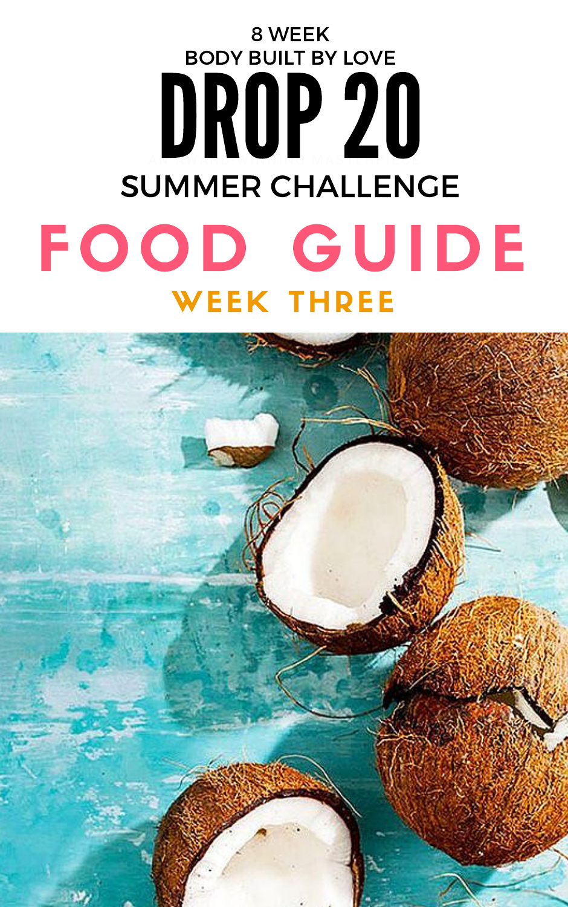8 WEEK

BODY BUILT BY LOVE

# DROP 20

SUMMER CHALLENGE

# FOOD GUIDE

## WEEK THREE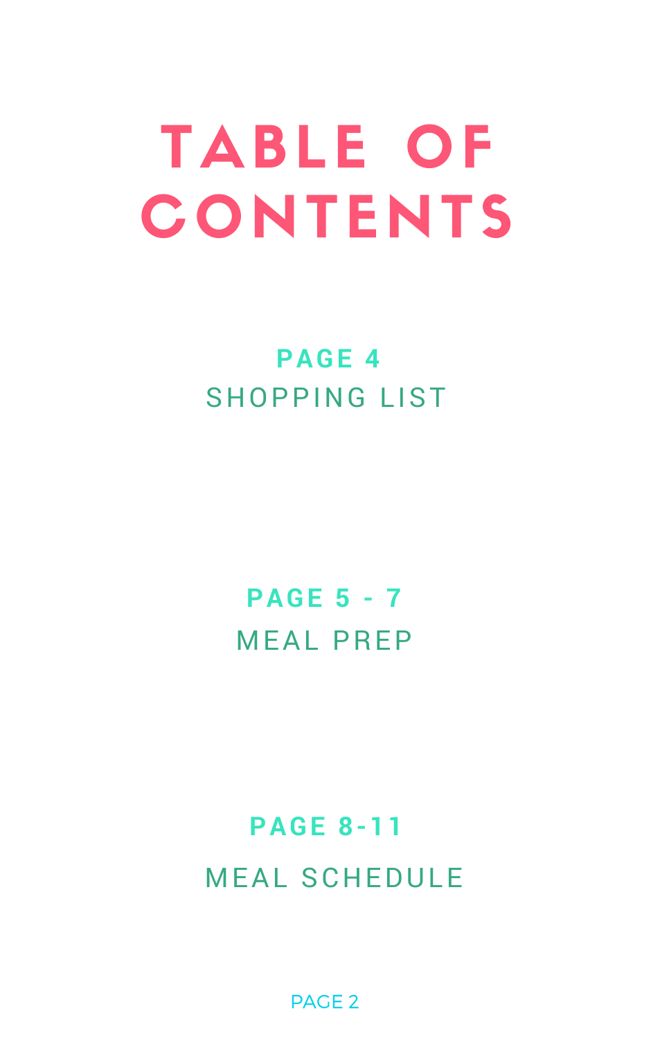# TABLE OF CONTENTS

**PAGE 4**
SHOPPING LIST

**PAGE 5 - 7**
MEAL PREP

**PAGE 8-11**
MEAL SCHEDULE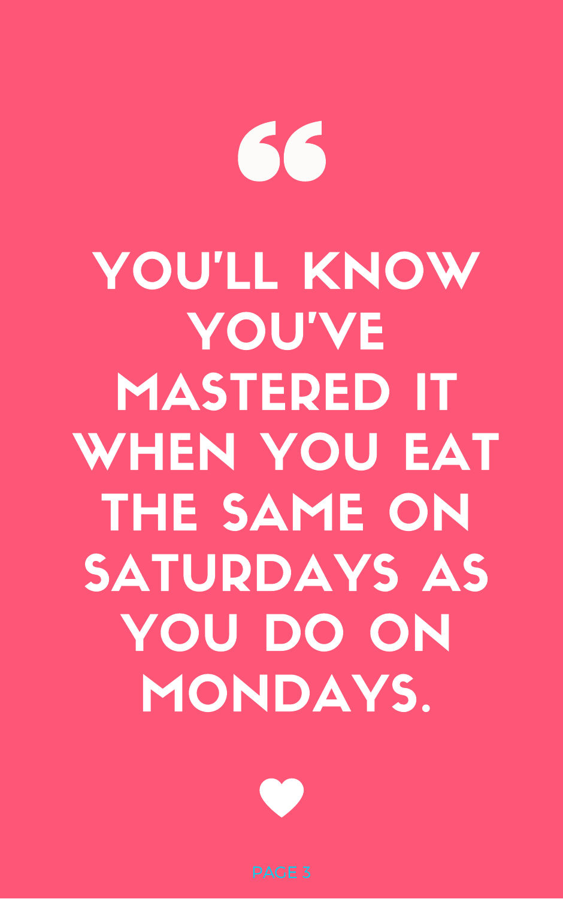"YOU'LL KNOW YOU'VE MASTERED IT WHEN YOU EAT THE SAME ON SATURDAYS AS YOU DO ON MONDAYS."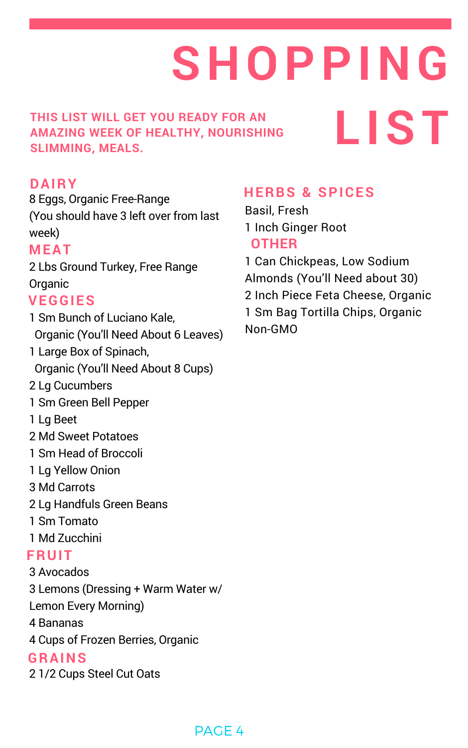# SHOPPING LIST

**THIS LIST WILL GET YOU READY FOR AN AMAZING WEEK OF HEALTHY, NOURISHING SLIMMING, MEALS.**

## DAIRY

8 Eggs, Organic Free-Range
(You should have 3 left over from last week)

## MEAT

2 Lbs Ground Turkey, Free Range Organic

## VEGGIES

- 1 Sm Bunch of Luciano Kale, Organic (You'll Need About 6 Leaves)
- 1 Large Box of Spinach, Organic (You'll Need About 8 Cups)
- 2 Lg Cucumbers
- 1 Sm Green Bell Pepper
- 1 Lg Beet
- 2 Md Sweet Potatoes
- 1 Sm Head of Broccoli
- 1 Lg Yellow Onion
- 3 Md Carrots
- 2 Lg Handfuls Green Beans
- 1 Sm Tomato
- 1 Md Zucchini

## FRUIT

- 3 Avocados
- 3 Lemons (Dressing + Warm Water w/ Lemon Every Morning)
- 4 Bananas
- 4 Cups of Frozen Berries, Organic

## GRAINS

2 1/2 Cups Steel Cut Oats

## HERBS & SPICES

- Basil, Fresh
- 1 Inch Ginger Root

## OTHER

- 1 Can Chickpeas, Low Sodium
- Almonds (You'll Need about 30)
- 2 Inch Piece Feta Cheese, Organic
- 1 Sm Bag Tortilla Chips, Organic Non-GMO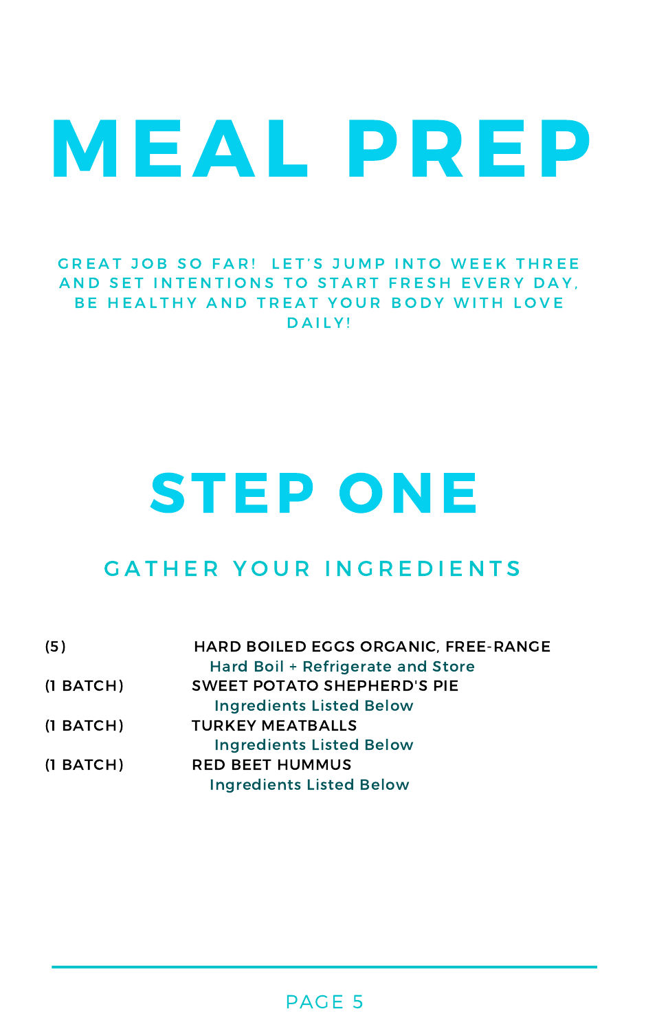# MEAL PREP

GREAT JOB SO FAR! LET'S JUMP INTO WEEK THREE AND SET INTENTIONS TO START FRESH EVERY DAY, BE HEALTHY AND TREAT YOUR BODY WITH LOVE DAILY!

## STEP ONE

### GATHER YOUR INGREDIENTS

| | |
|---|---|
| (5) | HARD BOILED EGGS ORGANIC, FREE-RANGE<br>Hard Boil + Refrigerate and Store |
| (1 BATCH) | SWEET POTATO SHEPHERD'S PIE<br>Ingredients Listed Below |
| (1 BATCH) | TURKEY MEATBALLS<br>Ingredients Listed Below |
| (1 BATCH) | RED BEET HUMMUS<br>Ingredients Listed Below |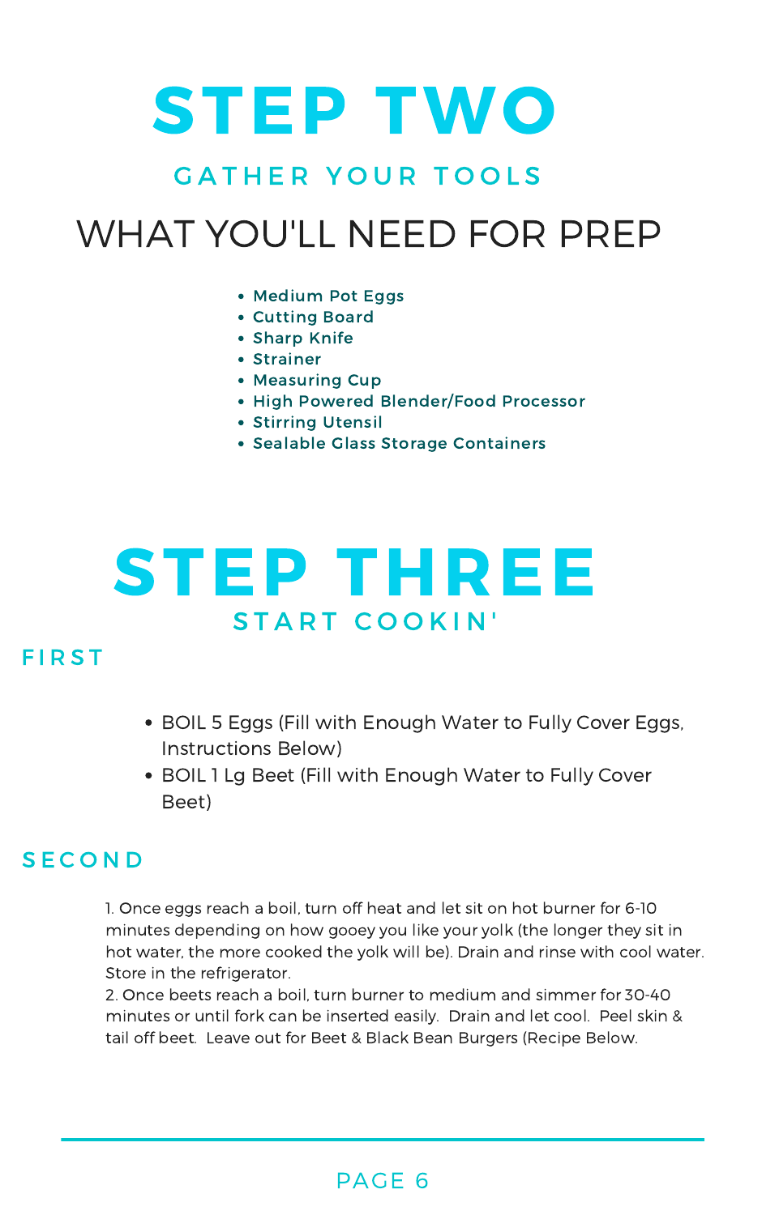# STEP TWO

## GATHER YOUR TOOLS

## WHAT YOU'LL NEED FOR PREP

- Medium Pot Eggs
- Cutting Board
- Sharp Knife
- Strainer
- Measuring Cup
- High Powered Blender/Food Processor
- Stirring Utensil
- Sealable Glass Storage Containers

# STEP THREE

## START COOKIN'

### FIRST

- BOIL 5 Eggs (Fill with Enough Water to Fully Cover Eggs, Instructions Below)
- BOIL 1 Lg Beet (Fill with Enough Water to Fully Cover Beet)

### SECOND

1. Once eggs reach a boil, turn off heat and let sit on hot burner for 6-10 minutes depending on how gooey you like your yolk (the longer they sit in hot water, the more cooked the yolk will be). Drain and rinse with cool water. Store in the refrigerator.
2. Once beets reach a boil, turn burner to medium and simmer for 30-40 minutes or until fork can be inserted easily. Drain and let cool. Peel skin & tail off beet. Leave out for Beet & Black Bean Burgers (Recipe Below.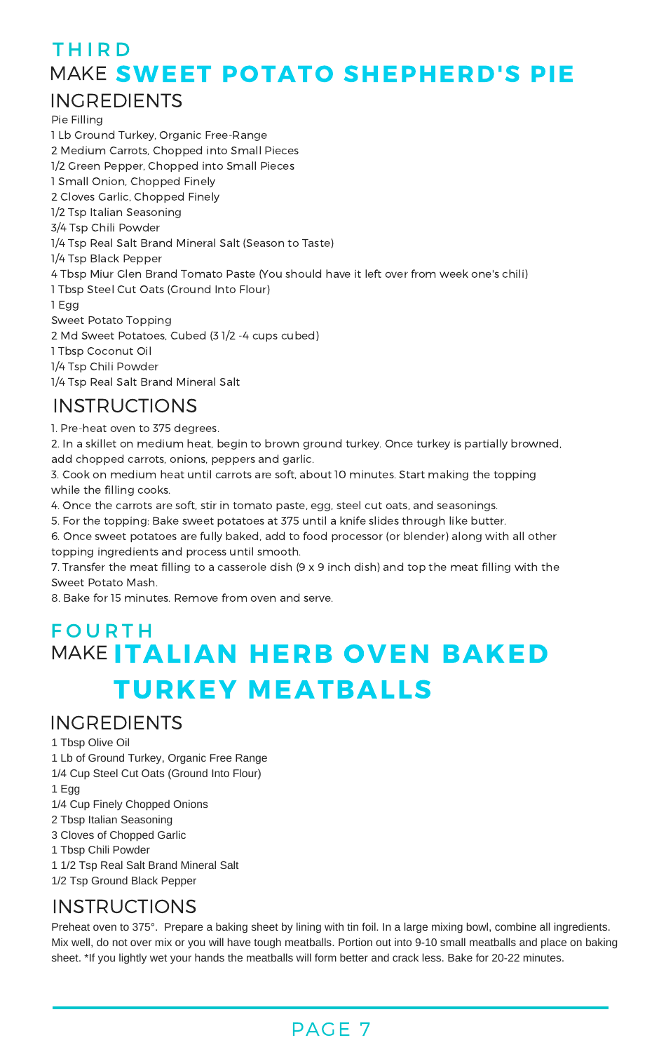# THIRD

# MAKE **SWEET POTATO SHEPHERD'S PIE**

## INGREDIENTS

Pie Filling

1 Lb Ground Turkey, Organic Free-Range
2 Medium Carrots, Chopped into Small Pieces
1/2 Green Pepper, Chopped into Small Pieces
1 Small Onion, Chopped Finely
2 Cloves Garlic, Chopped Finely
1/2 Tsp Italian Seasoning
3/4 Tsp Chili Powder
1/4 Tsp Real Salt Brand Mineral Salt (Season to Taste)
1/4 Tsp Black Pepper
4 Tbsp Miur Glen Brand Tomato Paste (You should have it left over from week one's chili)
1 Tbsp Steel Cut Oats (Ground Into Flour)
1 Egg

Sweet Potato Topping

2 Md Sweet Potatoes, Cubed (3 1/2 -4 cups cubed)
1 Tbsp Coconut Oil
1/4 Tsp Chili Powder
1/4 Tsp Real Salt Brand Mineral Salt

## INSTRUCTIONS

1. Pre-heat oven to 375 degrees.
2. In a skillet on medium heat, begin to brown ground turkey. Once turkey is partially browned, add chopped carrots, onions, peppers and garlic.
3. Cook on medium heat until carrots are soft, about 10 minutes. Start making the topping while the filling cooks.
4. Once the carrots are soft, stir in tomato paste, egg, steel cut oats, and seasonings.
5. For the topping: Bake sweet potatoes at 375 until a knife slides through like butter.
6. Once sweet potatoes are fully baked, add to food processor (or blender) along with all other topping ingredients and process until smooth.
7. Transfer the meat filling to a casserole dish (9 x 9 inch dish) and top the meat filling with the Sweet Potato Mash.
8. Bake for 15 minutes. Remove from oven and serve.

# FOURTH

# MAKE **ITALIAN HERB OVEN BAKED TURKEY MEATBALLS**

## INGREDIENTS

1 Tbsp Olive Oil
1 Lb of Ground Turkey, Organic Free Range
1/4 Cup Steel Cut Oats (Ground Into Flour)
1 Egg
1/4 Cup Finely Chopped Onions
2 Tbsp Italian Seasoning
3 Cloves of Chopped Garlic
1 Tbsp Chili Powder
1 1/2 Tsp Real Salt Brand Mineral Salt
1/2 Tsp Ground Black Pepper

## INSTRUCTIONS

Preheat oven to 375°. Prepare a baking sheet by lining with tin foil. In a large mixing bowl, combine all ingredients. Mix well, do not over mix or you will have tough meatballs. Portion out into 9-10 small meatballs and place on baking sheet. *If you lightly wet your hands the meatballs will form better and crack less. Bake for 20-22 minutes.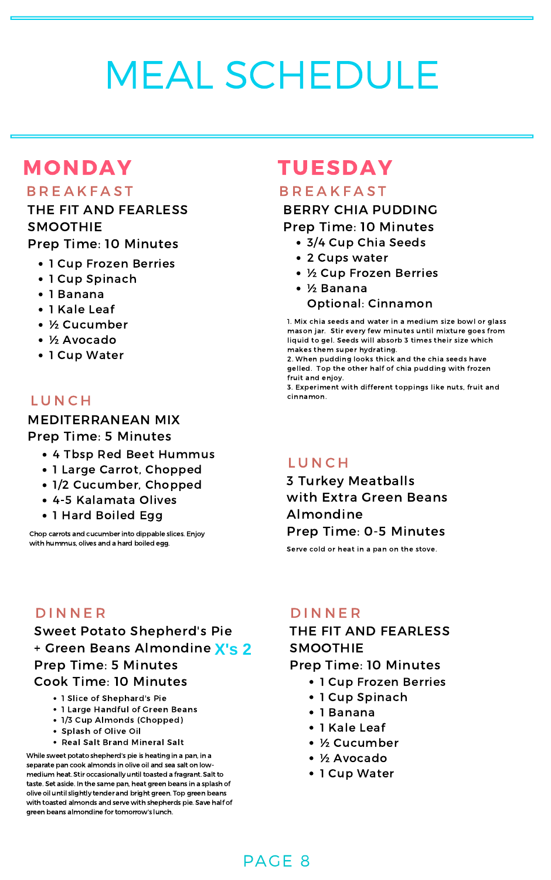# MEAL SCHEDULE

## MONDAY

### BREAKFAST

THE FIT AND FEARLESS SMOOTHIE

Prep Time: 10 Minutes

- 1 Cup Frozen Berries
- 1 Cup Spinach
- 1 Banana
- 1 Kale Leaf
- ½ Cucumber
- ½ Avocado
- 1 Cup Water

### LUNCH

MEDITERRANEAN MIX

Prep Time: 5 Minutes

- 4 Tbsp Red Beet Hummus
- 1 Large Carrot, Chopped
- 1/2 Cucumber, Chopped
- 4-5 Kalamata Olives
- 1 Hard Boiled Egg

Chop carrots and cucumber into dippable slices. Enjoy with hummus, olives and a hard boiled egg.

### DINNER

Sweet Potato Shepherd's Pie + Green Beans Almondine X's 2

Prep Time: 5 Minutes

Cook Time: 10 Minutes

- 1 Slice of Shephard's Pie
- 1 Large Handful of Green Beans
- 1/3 Cup Almonds (Chopped)
- Splash of Olive Oil
- Real Salt Brand Mineral Salt

While sweet potato shepherd's pie is heating in a pan, in a separate pan cook almonds in olive oil and sea salt on low-medium heat. Stir occasionally until toasted a fragrant. Salt to taste. Set aside. In the same pan, heat green beans in a splash of olive oil until slightly tender and bright green. Top green beans with toasted almonds and serve with shepherds pie. Save half of green beans almondine for tomorrow's lunch.

## TUESDAY

### BREAKFAST

BERRY CHIA PUDDING

Prep Time: 10 Minutes

- 3/4 Cup Chia Seeds
- 2 Cups water
- ½ Cup Frozen Berries
- ½ Banana

Optional: Cinnamon

1. Mix chia seeds and water in a medium size bowl or glass mason jar. Stir every few minutes until mixture goes from liquid to gel. Seeds will absorb 3 times their size which makes them super hydrating.
2. When pudding looks thick and the chia seeds have gelled. Top the other half of chia pudding with frozen fruit and enjoy.
3. Experiment with different toppings like nuts, fruit and cinnamon.

### LUNCH

3 Turkey Meatballs with Extra Green Beans Almondine

Prep Time: 0-5 Minutes

Serve cold or heat in a pan on the stove.

### DINNER

THE FIT AND FEARLESS SMOOTHIE

Prep Time: 10 Minutes

- 1 Cup Frozen Berries
- 1 Cup Spinach
- 1 Banana
- 1 Kale Leaf
- ½ Cucumber
- ½ Avocado
- 1 Cup Water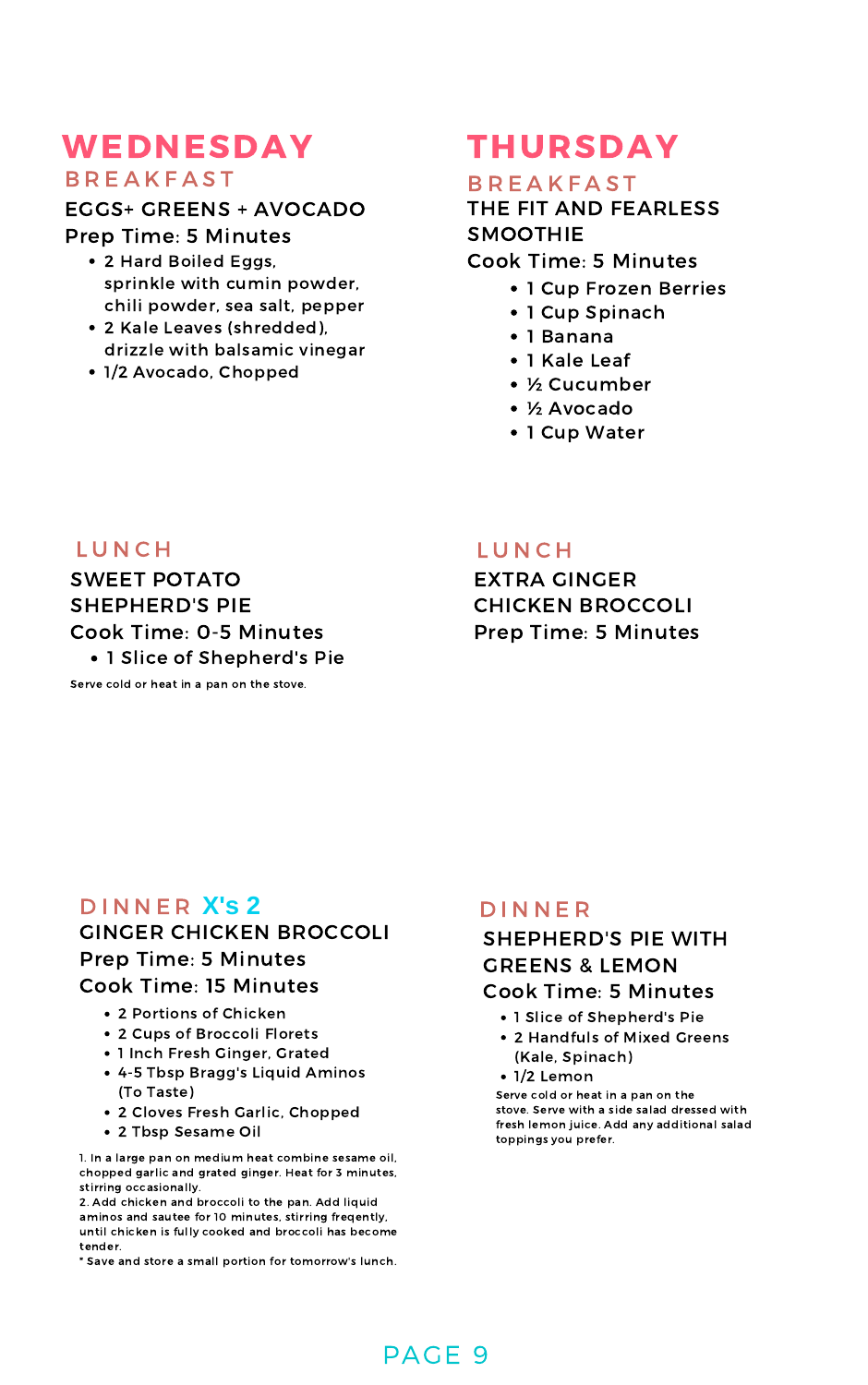# WEDNESDAY

## BREAKFAST

### EGGS+ GREENS + AVOCADO

Prep Time: 5 Minutes

- 2 Hard Boiled Eggs, sprinkle with cumin powder, chili powder, sea salt, pepper
- 2 Kale Leaves (shredded), drizzle with balsamic vinegar
- 1/2 Avocado, Chopped

## LUNCH

### SWEET POTATO SHEPHERD'S PIE

Cook Time: 0-5 Minutes

- 1 Slice of Shepherd's Pie

Serve cold or heat in a pan on the stove.

## DINNER X's 2

### GINGER CHICKEN BROCCOLI

Prep Time: 5 Minutes

Cook Time: 15 Minutes

- 2 Portions of Chicken
- 2 Cups of Broccoli Florets
- 1 Inch Fresh Ginger, Grated
- 4-5 Tbsp Bragg's Liquid Aminos (To Taste)
- 2 Cloves Fresh Garlic, Chopped
- 2 Tbsp Sesame Oil

1. In a large pan on medium heat combine sesame oil, chopped garlic and grated ginger. Heat for 3 minutes, stirring occasionally.
2. Add chicken and broccoli to the pan. Add liquid aminos and sautee for 10 minutes, stirring freqently, until chicken is fully cooked and broccoli has become tender.

* Save and store a small portion for tomorrow's lunch.

# THURSDAY

## BREAKFAST

### THE FIT AND FEARLESS SMOOTHIE

Cook Time: 5 Minutes

- 1 Cup Frozen Berries
- 1 Cup Spinach
- 1 Banana
- 1 Kale Leaf
- ½ Cucumber
- ½ Avocado
- 1 Cup Water

## LUNCH

### EXTRA GINGER CHICKEN BROCCOLI

Prep Time: 5 Minutes

## DINNER

### SHEPHERD'S PIE WITH GREENS & LEMON

Cook Time: 5 Minutes

- 1 Slice of Shepherd's Pie
- 2 Handfuls of Mixed Greens (Kale, Spinach)
- 1/2 Lemon

Serve cold or heat in a pan on the stove. Serve with a side salad dressed with fresh lemon juice. Add any additional salad toppings you prefer.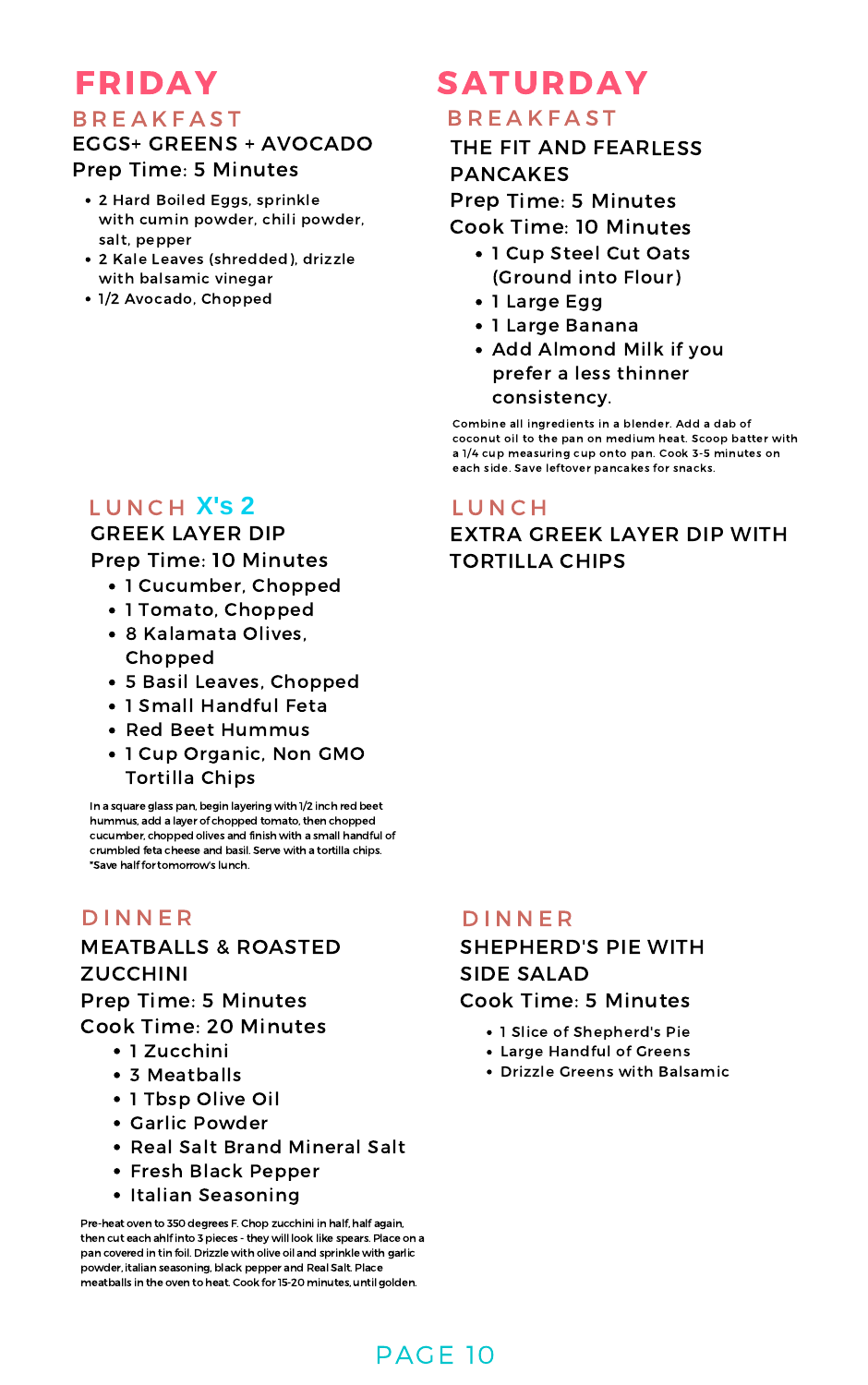# FRIDAY

## BREAKFAST

### EGGS+ GREENS + AVOCADO

Prep Time: 5 Minutes

- 2 Hard Boiled Eggs, sprinkle with cumin powder, chili powder, salt, pepper
- 2 Kale Leaves (shredded), drizzle with balsamic vinegar
- 1/2 Avocado, Chopped

## LUNCH X's 2

### GREEK LAYER DIP

Prep Time: 10 Minutes

- 1 Cucumber, Chopped
- 1 Tomato, Chopped
- 8 Kalamata Olives, Chopped
- 5 Basil Leaves, Chopped
- 1 Small Handful Feta
- Red Beet Hummus
- 1 Cup Organic, Non GMO Tortilla Chips

In a square glass pan, begin layering with 1/2 inch red beet hummus, add a layer of chopped tomato, then chopped cucumber, chopped olives and finish with a small handful of crumbled feta cheese and basil. Serve with a tortilla chips. *Save half for tomorrow's lunch.

## DINNER

### MEATBALLS & ROASTED ZUCCHINI

Prep Time: 5 Minutes

Cook Time: 20 Minutes

- 1 Zucchini
- 3 Meatballs
- 1 Tbsp Olive Oil
- Garlic Powder
- Real Salt Brand Mineral Salt
- Fresh Black Pepper
- Italian Seasoning

Pre-heat oven to 350 degrees F. Chop zucchini in half, half again, then cut each ahlf into 3 pieces - they will look like spears. Place on a pan covered in tin foil. Drizzle with olive oil and sprinkle with garlic powder, italian seasoning, black pepper and Real Salt. Place meatballs in the oven to heat. Cook for 15-20 minutes, until golden.

# SATURDAY

## BREAKFAST

### THE FIT AND FEARLESS PANCAKES

Prep Time: 5 Minutes

Cook Time: 10 Minutes

- 1 Cup Steel Cut Oats (Ground into Flour)
- 1 Large Egg
- 1 Large Banana
- Add Almond Milk if you prefer a less thinner consistency.

Combine all ingredients in a blender. Add a dab of coconut oil to the pan on medium heat. Scoop batter with a 1/4 cup measuring cup onto pan. Cook 3-5 minutes on each side. Save leftover pancakes for snacks.

## LUNCH

### EXTRA GREEK LAYER DIP WITH TORTILLA CHIPS

## DINNER

### SHEPHERD'S PIE WITH SIDE SALAD

Cook Time: 5 Minutes

- 1 Slice of Shepherd's Pie
- Large Handful of Greens
- Drizzle Greens with Balsamic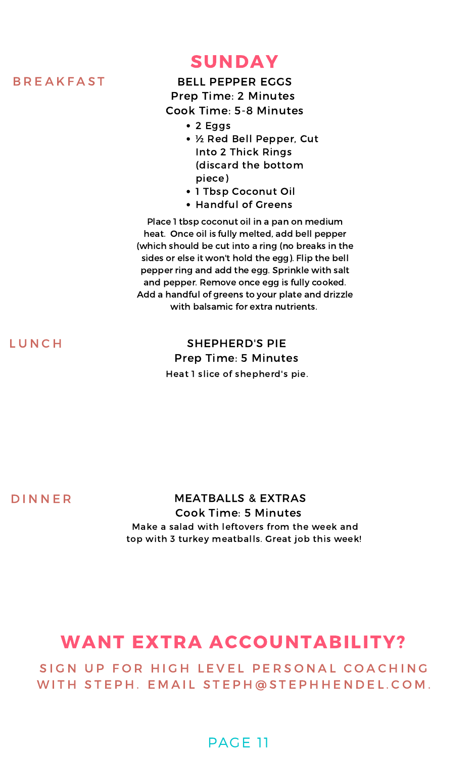# SUNDAY

## BREAKFAST

### BELL PEPPER EGGS

Prep Time: 2 Minutes
Cook Time: 5-8 Minutes

- 2 Eggs
- ½ Red Bell Pepper, Cut Into 2 Thick Rings (discard the bottom piece)
- 1 Tbsp Coconut Oil
- Handful of Greens

Place 1 tbsp coconut oil in a pan on medium heat. Once oil is fully melted, add bell pepper (which should be cut into a ring (no breaks in the sides or else it won't hold the egg). Flip the bell pepper ring and add the egg. Sprinkle with salt and pepper. Remove once egg is fully cooked. Add a handful of greens to your plate and drizzle with balsamic for extra nutrients.

## LUNCH

### SHEPHERD'S PIE

Prep Time: 5 Minutes

Heat 1 slice of shepherd's pie.

## DINNER

### MEATBALLS & EXTRAS

Cook Time: 5 Minutes

Make a salad with leftovers from the week and top with 3 turkey meatballs. Great job this week!

## WANT EXTRA ACCOUNTABILITY?

SIGN UP FOR HIGH LEVEL PERSONAL COACHING WITH STEPH. EMAIL STEPH@STEPHHENDEL.COM.